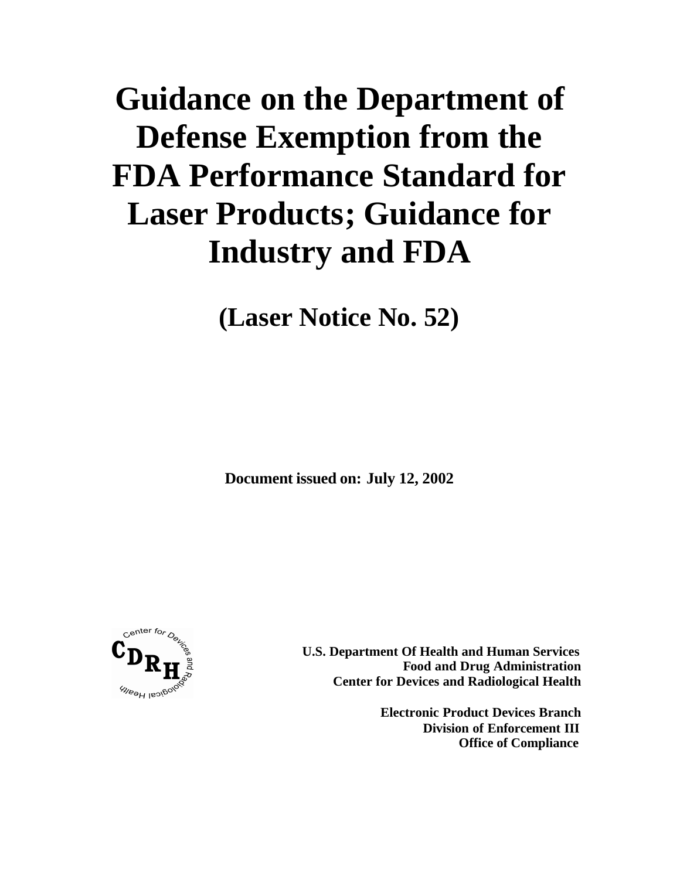# Guidance on the Department of Defense Exemption from the FDA Performance Standard for Laser Products; Guidance for Industry and FDA

## (Laser Notice No. 52)

**Document issued on: July 12, 2002**

**U.S. Department Of Health and Human Services**
**Food and Drug Administration**
**Center for Devices and Radiological Health**

**Electronic Product Devices Branch**
**Division of Enforcement III**
**Office of Compliance**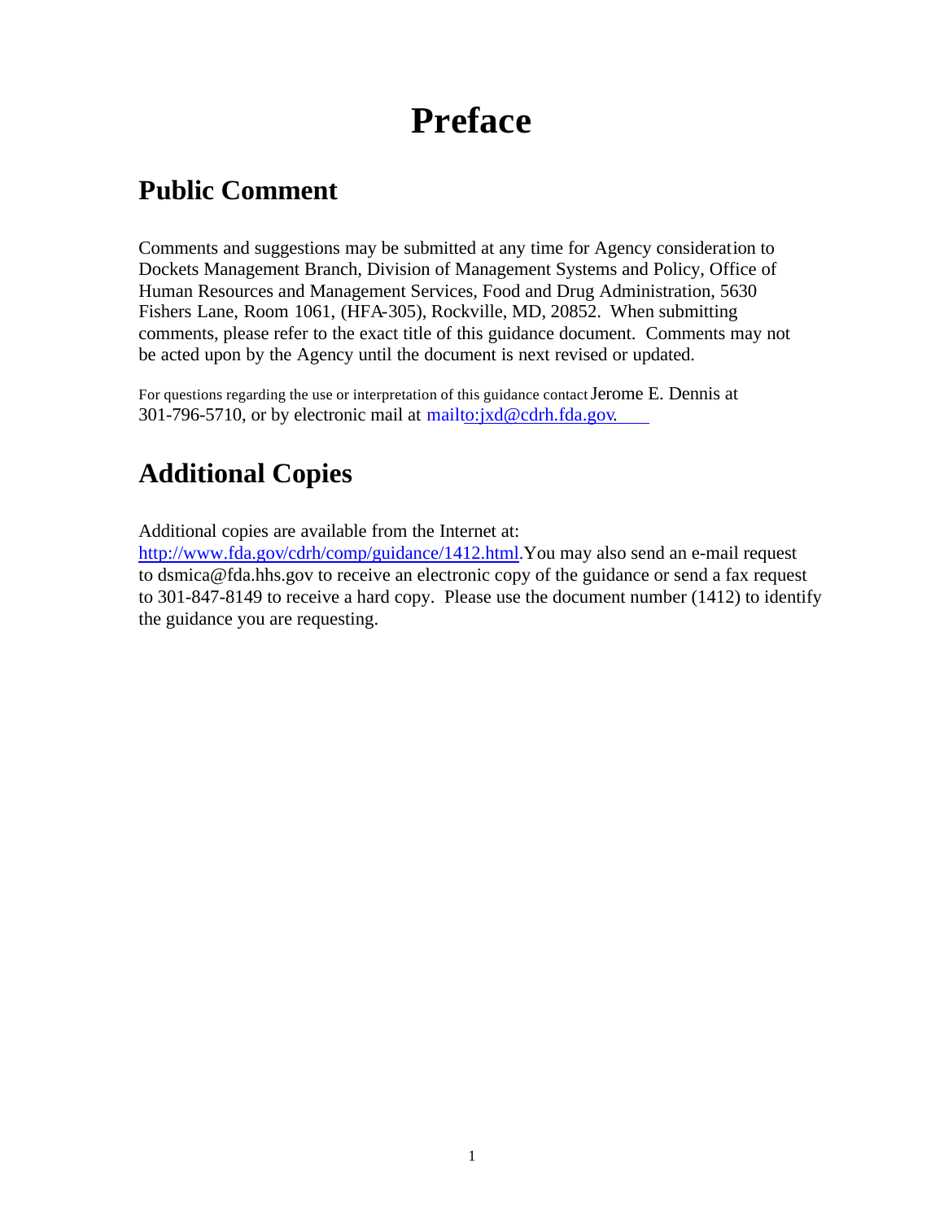# Preface

## Public Comment

Comments and suggestions may be submitted at any time for Agency consideration to Dockets Management Branch, Division of Management Systems and Policy, Office of Human Resources and Management Services, Food and Drug Administration, 5630 Fishers Lane, Room 1061, (HFA-305), Rockville, MD, 20852. When submitting comments, please refer to the exact title of this guidance document. Comments may not be acted upon by the Agency until the document is next revised or updated.

For questions regarding the use or interpretation of this guidance contact Jerome E. Dennis at 301-796-5710, or by electronic mail at mailto:jxd@cdrh.fda.gov.

## Additional Copies

Additional copies are available from the Internet at: http://www.fda.gov/cdrh/comp/guidance/1412.html. You may also send an e-mail request to dsmica@fda.hhs.gov to receive an electronic copy of the guidance or send a fax request to 301-847-8149 to receive a hard copy. Please use the document number (1412) to identify the guidance you are requesting.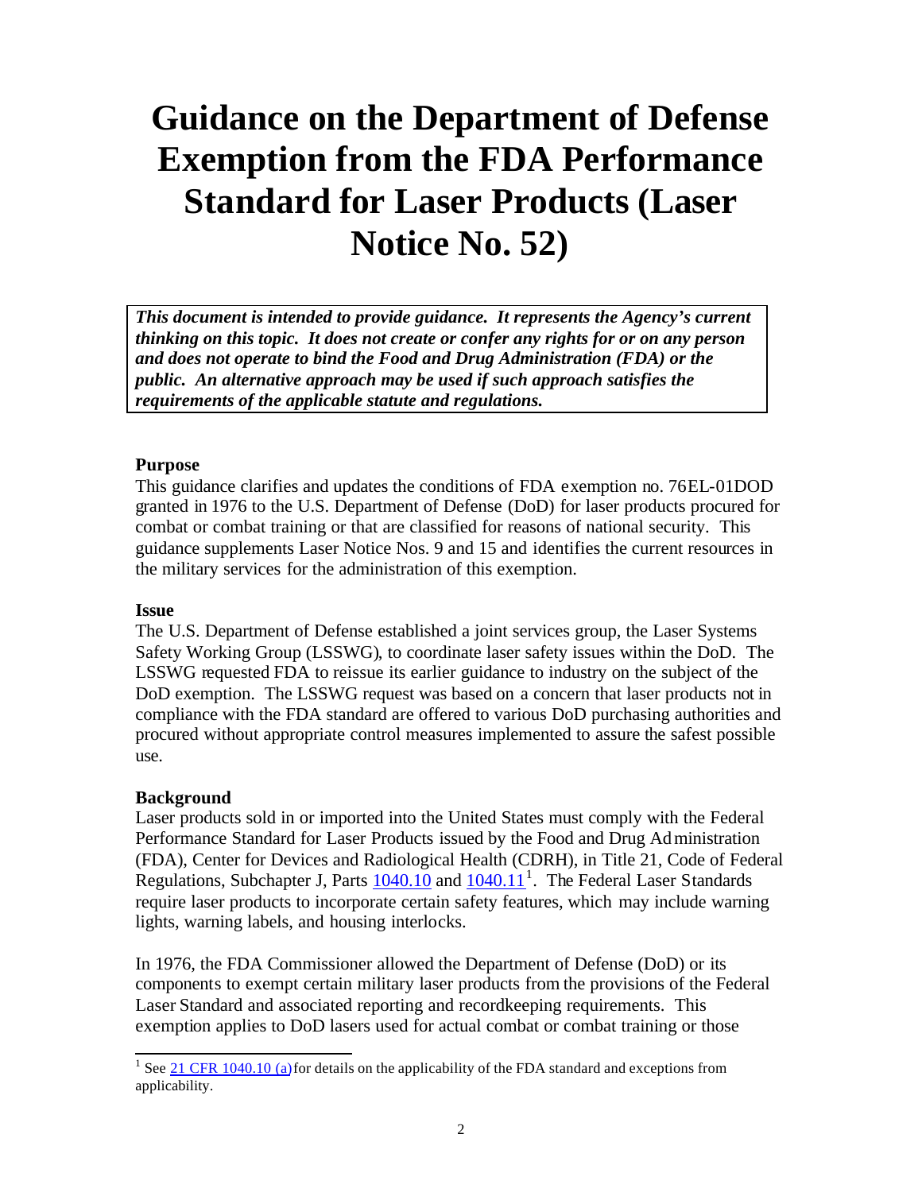# Guidance on the Department of Defense Exemption from the FDA Performance Standard for Laser Products (Laser Notice No. 52)

***This document is intended to provide guidance. It represents the Agency's current thinking on this topic. It does not create or confer any rights for or on any person and does not operate to bind the Food and Drug Administration (FDA) or the public. An alternative approach may be used if such approach satisfies the requirements of the applicable statute and regulations.***

**Purpose**

This guidance clarifies and updates the conditions of FDA exemption no. 76EL-01DOD granted in 1976 to the U.S. Department of Defense (DoD) for laser products procured for combat or combat training or that are classified for reasons of national security. This guidance supplements Laser Notice Nos. 9 and 15 and identifies the current resources in the military services for the administration of this exemption.

**Issue**

The U.S. Department of Defense established a joint services group, the Laser Systems Safety Working Group (LSSWG), to coordinate laser safety issues within the DoD. The LSSWG requested FDA to reissue its earlier guidance to industry on the subject of the DoD exemption. The LSSWG request was based on a concern that laser products not in compliance with the FDA standard are offered to various DoD purchasing authorities and procured without appropriate control measures implemented to assure the safest possible use.

**Background**

Laser products sold in or imported into the United States must comply with the Federal Performance Standard for Laser Products issued by the Food and Drug Administration (FDA), Center for Devices and Radiological Health (CDRH), in Title 21, Code of Federal Regulations, Subchapter J, Parts 1040.10 and 1040.11[1]. The Federal Laser Standards require laser products to incorporate certain safety features, which may include warning lights, warning labels, and housing interlocks.

In 1976, the FDA Commissioner allowed the Department of Defense (DoD) or its components to exempt certain military laser products from the provisions of the Federal Laser Standard and associated reporting and recordkeeping requirements. This exemption applies to DoD lasers used for actual combat or combat training or those

[1] See 21 CFR 1040.10 (a) for details on the applicability of the FDA standard and exceptions from applicability.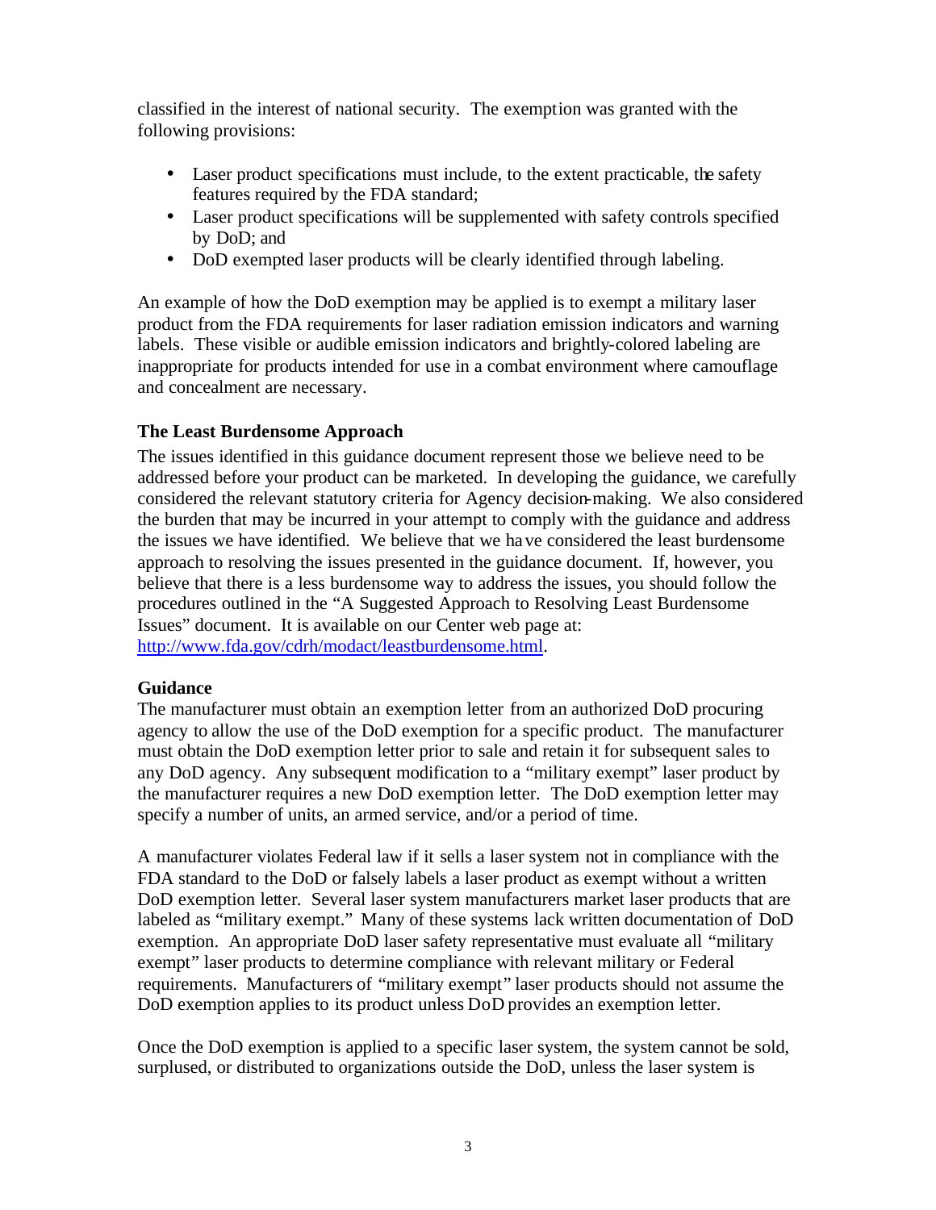classified in the interest of national security. The exemption was granted with the following provisions:

- Laser product specifications must include, to the extent practicable, the safety features required by the FDA standard;
- Laser product specifications will be supplemented with safety controls specified by DoD; and
- DoD exempted laser products will be clearly identified through labeling.

An example of how the DoD exemption may be applied is to exempt a military laser product from the FDA requirements for laser radiation emission indicators and warning labels. These visible or audible emission indicators and brightly-colored labeling are inappropriate for products intended for use in a combat environment where camouflage and concealment are necessary.

### The Least Burdensome Approach

The issues identified in this guidance document represent those we believe need to be addressed before your product can be marketed. In developing the guidance, we carefully considered the relevant statutory criteria for Agency decision-making. We also considered the burden that may be incurred in your attempt to comply with the guidance and address the issues we have identified. We believe that we have considered the least burdensome approach to resolving the issues presented in the guidance document. If, however, you believe that there is a less burdensome way to address the issues, you should follow the procedures outlined in the "A Suggested Approach to Resolving Least Burdensome Issues" document. It is available on our Center web page at: http://www.fda.gov/cdrh/modact/leastburdensome.html.

### Guidance

The manufacturer must obtain an exemption letter from an authorized DoD procuring agency to allow the use of the DoD exemption for a specific product. The manufacturer must obtain the DoD exemption letter prior to sale and retain it for subsequent sales to any DoD agency. Any subsequent modification to a "military exempt" laser product by the manufacturer requires a new DoD exemption letter. The DoD exemption letter may specify a number of units, an armed service, and/or a period of time.

A manufacturer violates Federal law if it sells a laser system not in compliance with the FDA standard to the DoD or falsely labels a laser product as exempt without a written DoD exemption letter. Several laser system manufacturers market laser products that are labeled as "military exempt." Many of these systems lack written documentation of DoD exemption. An appropriate DoD laser safety representative must evaluate all "military exempt" laser products to determine compliance with relevant military or Federal requirements. Manufacturers of "military exempt" laser products should not assume the DoD exemption applies to its product unless DoD provides an exemption letter.

Once the DoD exemption is applied to a specific laser system, the system cannot be sold, surplused, or distributed to organizations outside the DoD, unless the laser system is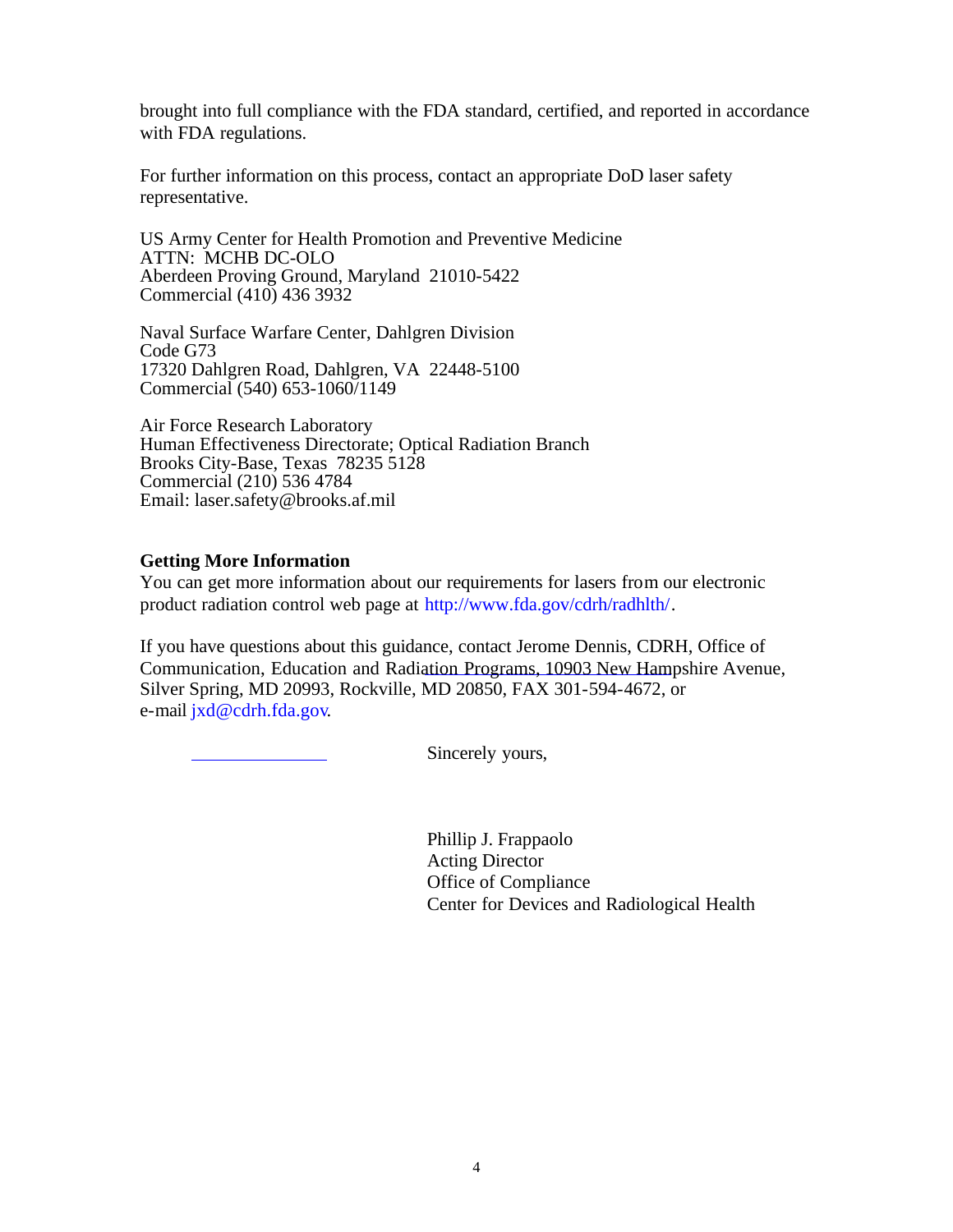brought into full compliance with the FDA standard, certified, and reported in accordance with FDA regulations.

For further information on this process, contact an appropriate DoD laser safety representative.

US Army Center for Health Promotion and Preventive Medicine
ATTN: MCHB DC-OLO
Aberdeen Proving Ground, Maryland 21010-5422
Commercial (410) 436 3932

Naval Surface Warfare Center, Dahlgren Division
Code G73
17320 Dahlgren Road, Dahlgren, VA 22448-5100
Commercial (540) 653-1060/1149

Air Force Research Laboratory
Human Effectiveness Directorate; Optical Radiation Branch
Brooks City-Base, Texas 78235 5128
Commercial (210) 536 4784
Email: laser.safety@brooks.af.mil

**Getting More Information**

You can get more information about our requirements for lasers from our electronic product radiation control web page at http://www.fda.gov/cdrh/radhlth/.

If you have questions about this guidance, contact Jerome Dennis, CDRH, Office of Communication, Education and Radiation Programs, 10903 New Hampshire Avenue, Silver Spring, MD 20993, Rockville, MD 20850, FAX 301-594-4672, or e-mail jxd@cdrh.fda.gov.

Sincerely yours,

Phillip J. Frappaolo
Acting Director
Office of Compliance
Center for Devices and Radiological Health